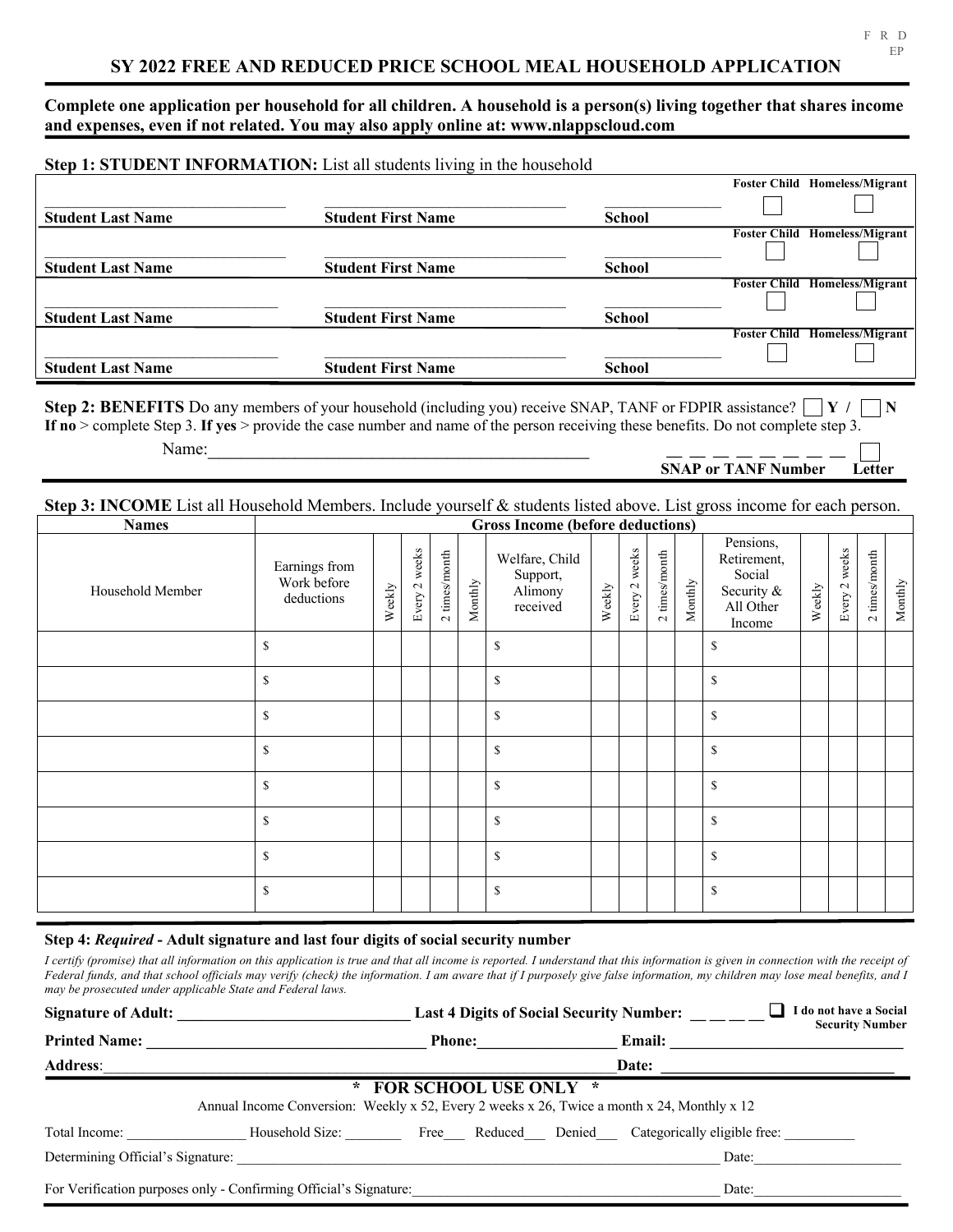F R D
EP

# SY 2022 FREE AND REDUCED PRICE SCHOOL MEAL HOUSEHOLD APPLICATION

**Complete one application per household for all children. A household is a person(s) living together that shares income and expenses, even if not related. You may also apply online at: www.nlappscloud.com**

**Step 1: STUDENT INFORMATION:** List all students living in the household

| Student Last Name | Student First Name | School | Foster Child | Homeless/Migrant |
|---|---|---|---|---|
| | | | ☐ | ☐ |
| | | | ☐ | ☐ |
| | | | ☐ | ☐ |
| | | | ☐ | ☐ |

**Step 2: BENEFITS** Do any members of your household (including you) receive SNAP, TANF or FDPIR assistance? ☐ **Y /** ☐ **N**
**If no** > complete Step 3. **If yes** > provide the case number and name of the person receiving these benefits. Do not complete step 3.

Name:_______________________________________________ _ _ _ _ _ _ _ _ _ ☐
**SNAP or TANF Number** **Letter**

**Step 3: INCOME** List all Household Members. Include yourself & students listed above. List gross income for each person.

| Names | Gross Income (before deductions) | | | | | | | | | | | | | | |
|---|---|---|---|---|---|---|---|---|---|---|---|---|---|---|---|
| Household Member | Earnings from Work before deductions | Weekly | Every 2 weeks | 2 times/month | Monthly | Welfare, Child Support, Alimony received | Weekly | Every 2 weeks | 2 times/month | Monthly | Pensions, Retirement, Social Security & All Other Income | Weekly | Every 2 weeks | 2 times/month | Monthly |
| | $ | | | | | $ | | | | | $ | | | | |
| | $ | | | | | $ | | | | | $ | | | | |
| | $ | | | | | $ | | | | | $ | | | | |
| | $ | | | | | $ | | | | | $ | | | | |
| | $ | | | | | $ | | | | | $ | | | | |
| | $ | | | | | $ | | | | | $ | | | | |
| | $ | | | | | $ | | | | | $ | | | | |
| | $ | | | | | $ | | | | | $ | | | | |

**Step 4:** ***Required*** **- Adult signature and last four digits of social security number**

*I certify (promise) that all information on this application is true and that all income is reported. I understand that this information is given in connection with the receipt of Federal funds, and that school officials may verify (check) the information. I am aware that if I purposely give false information, my children may lose meal benefits, and I may be prosecuted under applicable State and Federal laws.*

**Signature of Adult:** ______________________________ **Last 4 Digits of Social Security Number:** _ _ _ _ ☐ **I do not have a Social Security Number**

**Printed Name:** ____________________________________ **Phone:**__________________ **Email:** _______________________________

**Address**:_________________________________________________________________________**Date:** ______________________________

**\* FOR SCHOOL USE ONLY \***

Annual Income Conversion: Weekly x 52, Every 2 weeks x 26, Twice a month x 24, Monthly x 12

Total Income: ________________ Household Size: ________ Free___ Reduced___ Denied___ Categorically eligible free: __________

Determining Official's Signature: ________________________________________________________________________ Date:_____________________

For Verification purposes only - Confirming Official's Signature:_____________________________________________ Date:_____________________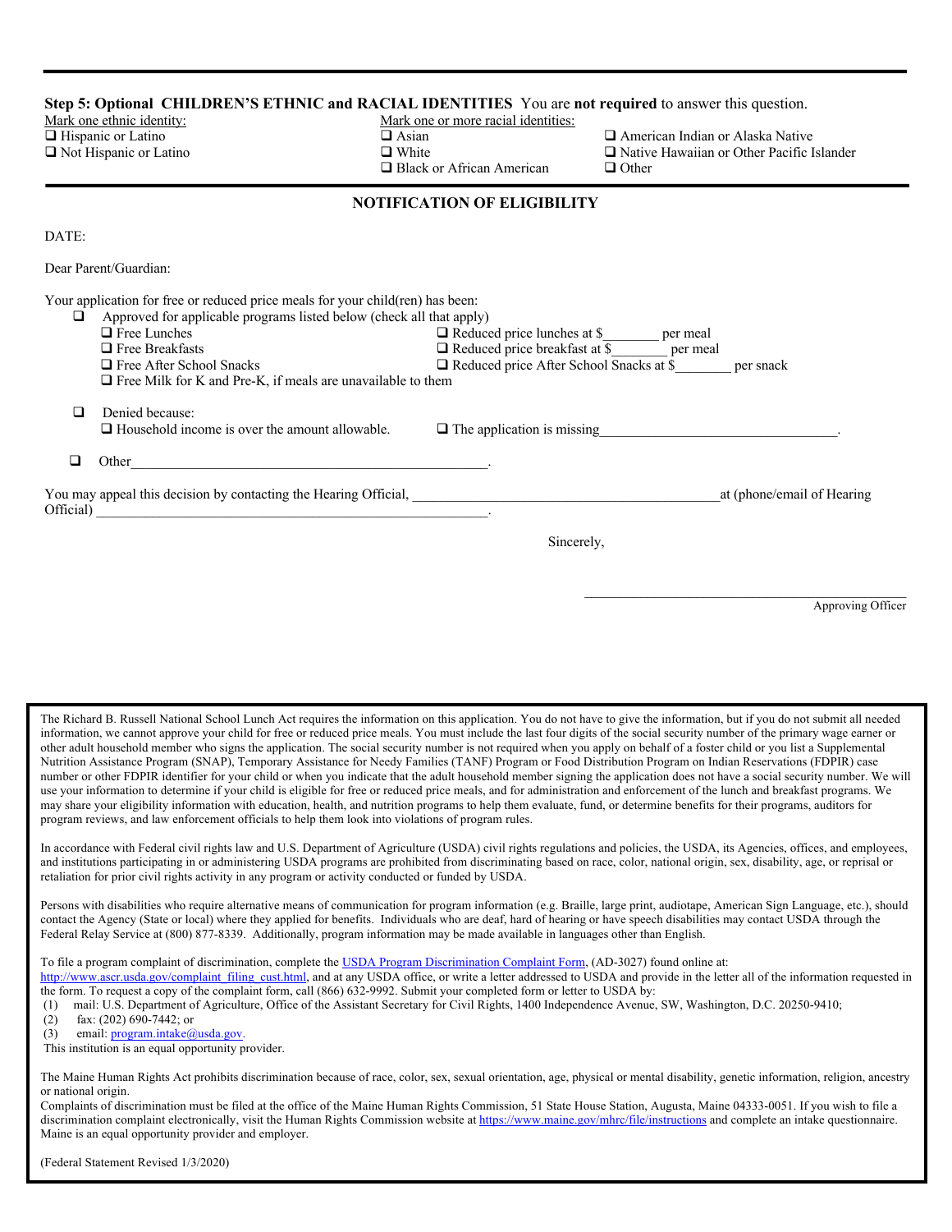**Step 5: Optional CHILDREN'S ETHNIC and RACIAL IDENTITIES** You are **not required** to answer this question.

Mark one ethnic identity:
- ❑ Hispanic or Latino
- ❑ Not Hispanic or Latino

Mark one or more racial identities:
- ❑ Asian
- ❑ White
- ❑ Black or African American
- ❑ American Indian or Alaska Native
- ❑ Native Hawaiian or Other Pacific Islander
- ❑ Other

## NOTIFICATION OF ELIGIBILITY

DATE:

Dear Parent/Guardian:

Your application for free or reduced price meals for your child(ren) has been:

- ❑ Approved for applicable programs listed below (check all that apply)
  - ❑ Free Lunches
  - ❑ Free Breakfasts
  - ❑ Free After School Snacks
  - ❑ Free Milk for K and Pre-K, if meals are unavailable to them
  - ❑ Reduced price lunches at $________ per meal
  - ❑ Reduced price breakfast at $________ per meal
  - ❑ Reduced price After School Snacks at $________ per snack
- ❑ Denied because:
  - ❑ Household income is over the amount allowable.
  - ❑ The application is missing_________________________________.
- ❑ Other____________________________________________________.

You may appeal this decision by contacting the Hearing Official, ___________________________________________at (phone/email of Hearing Official) _______________________________________________________.

Sincerely,

_____________________________________________
Approving Officer

The Richard B. Russell National School Lunch Act requires the information on this application. You do not have to give the information, but if you do not submit all needed information, we cannot approve your child for free or reduced price meals. You must include the last four digits of the social security number of the primary wage earner or other adult household member who signs the application. The social security number is not required when you apply on behalf of a foster child or you list a Supplemental Nutrition Assistance Program (SNAP), Temporary Assistance for Needy Families (TANF) Program or Food Distribution Program on Indian Reservations (FDPIR) case number or other FDPIR identifier for your child or when you indicate that the adult household member signing the application does not have a social security number. We will use your information to determine if your child is eligible for free or reduced price meals, and for administration and enforcement of the lunch and breakfast programs. We may share your eligibility information with education, health, and nutrition programs to help them evaluate, fund, or determine benefits for their programs, auditors for program reviews, and law enforcement officials to help them look into violations of program rules.

In accordance with Federal civil rights law and U.S. Department of Agriculture (USDA) civil rights regulations and policies, the USDA, its Agencies, offices, and employees, and institutions participating in or administering USDA programs are prohibited from discriminating based on race, color, national origin, sex, disability, age, or reprisal or retaliation for prior civil rights activity in any program or activity conducted or funded by USDA.

Persons with disabilities who require alternative means of communication for program information (e.g. Braille, large print, audiotape, American Sign Language, etc.), should contact the Agency (State or local) where they applied for benefits. Individuals who are deaf, hard of hearing or have speech disabilities may contact USDA through the Federal Relay Service at (800) 877-8339. Additionally, program information may be made available in languages other than English.

To file a program complaint of discrimination, complete the USDA Program Discrimination Complaint Form, (AD-3027) found online at: http://www.ascr.usda.gov/complaint_filing_cust.html, and at any USDA office, or write a letter addressed to USDA and provide in the letter all of the information requested in the form. To request a copy of the complaint form, call (866) 632-9992. Submit your completed form or letter to USDA by:

(1) mail: U.S. Department of Agriculture, Office of the Assistant Secretary for Civil Rights, 1400 Independence Avenue, SW, Washington, D.C. 20250-9410;
(2) fax: (202) 690-7442; or
(3) email: program.intake@usda.gov.

This institution is an equal opportunity provider.

The Maine Human Rights Act prohibits discrimination because of race, color, sex, sexual orientation, age, physical or mental disability, genetic information, religion, ancestry or national origin.
Complaints of discrimination must be filed at the office of the Maine Human Rights Commission, 51 State House Station, Augusta, Maine 04333-0051. If you wish to file a discrimination complaint electronically, visit the Human Rights Commission website at https://www.maine.gov/mhrc/file/instructions and complete an intake questionnaire. Maine is an equal opportunity provider and employer.

(Federal Statement Revised 1/3/2020)